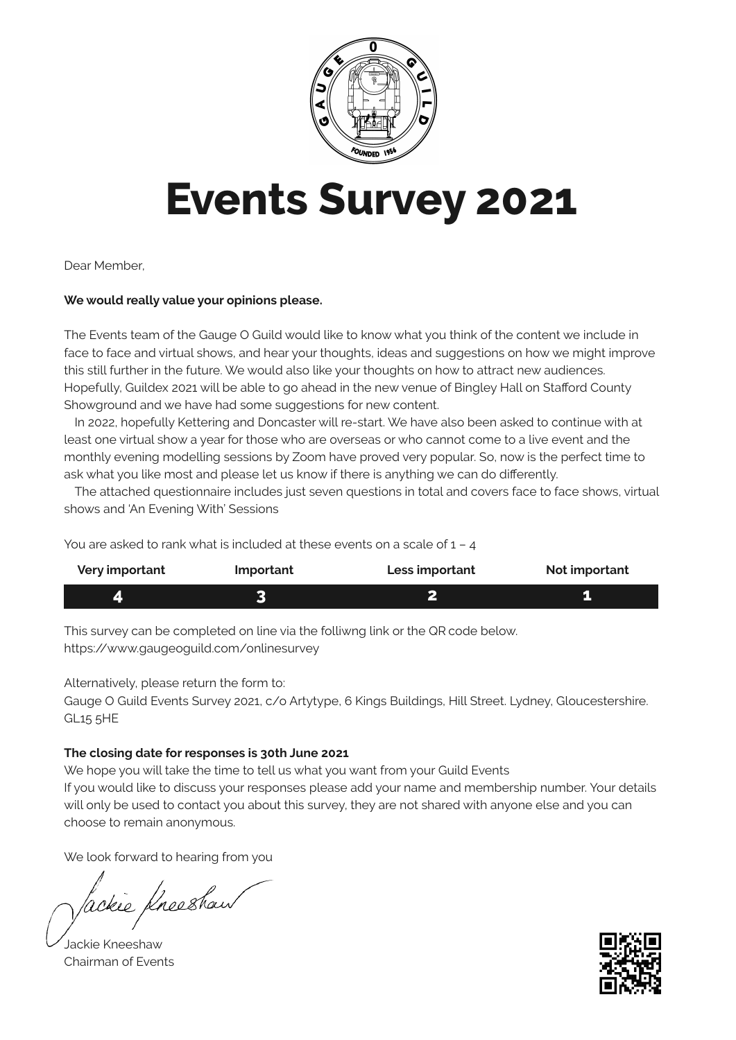# Events Survey 2021

Dear Member,

**We would really value your opinions please.**

The Events team of the Gauge O Guild would like to know what you think of the content we include in face to face and virtual shows, and hear your thoughts, ideas and suggestions on how we might improve this still further in the future. We would also like your thoughts on how to attract new audiences. Hopefully, Guildex 2021 will be able to go ahead in the new venue of Bingley Hall on Stafford County Showground and we have had some suggestions for new content.

In 2022, hopefully Kettering and Doncaster will re-start. We have also been asked to continue with at least one virtual show a year for those who are overseas or who cannot come to a live event and the monthly evening modelling sessions by Zoom have proved very popular. So, now is the perfect time to ask what you like most and please let us know if there is anything we can do differently.

The attached questionnaire includes just seven questions in total and covers face to face shows, virtual shows and 'An Evening With' Sessions

You are asked to rank what is included at these events on a scale of 1 – 4

| Very important | Important | Less important | Not important |
|---|---|---|---|
| 4 | 3 | 2 | 1 |

This survey can be completed on line via the folliwng link or the QR code below.
https://www.gaugeoguild.com/onlinesurvey

Alternatively, please return the form to:
Gauge O Guild Events Survey 2021, c/o Artytype, 6 Kings Buildings, Hill Street. Lydney, Gloucestershire. GL15 5HE

**The closing date for responses is 30th June 2021**

We hope you will take the time to tell us what you want from your Guild Events
If you would like to discuss your responses please add your name and membership number. Your details will only be used to contact you about this survey, they are not shared with anyone else and you can choose to remain anonymous.

We look forward to hearing from you

Jackie Kneeshaw
Chairman of Events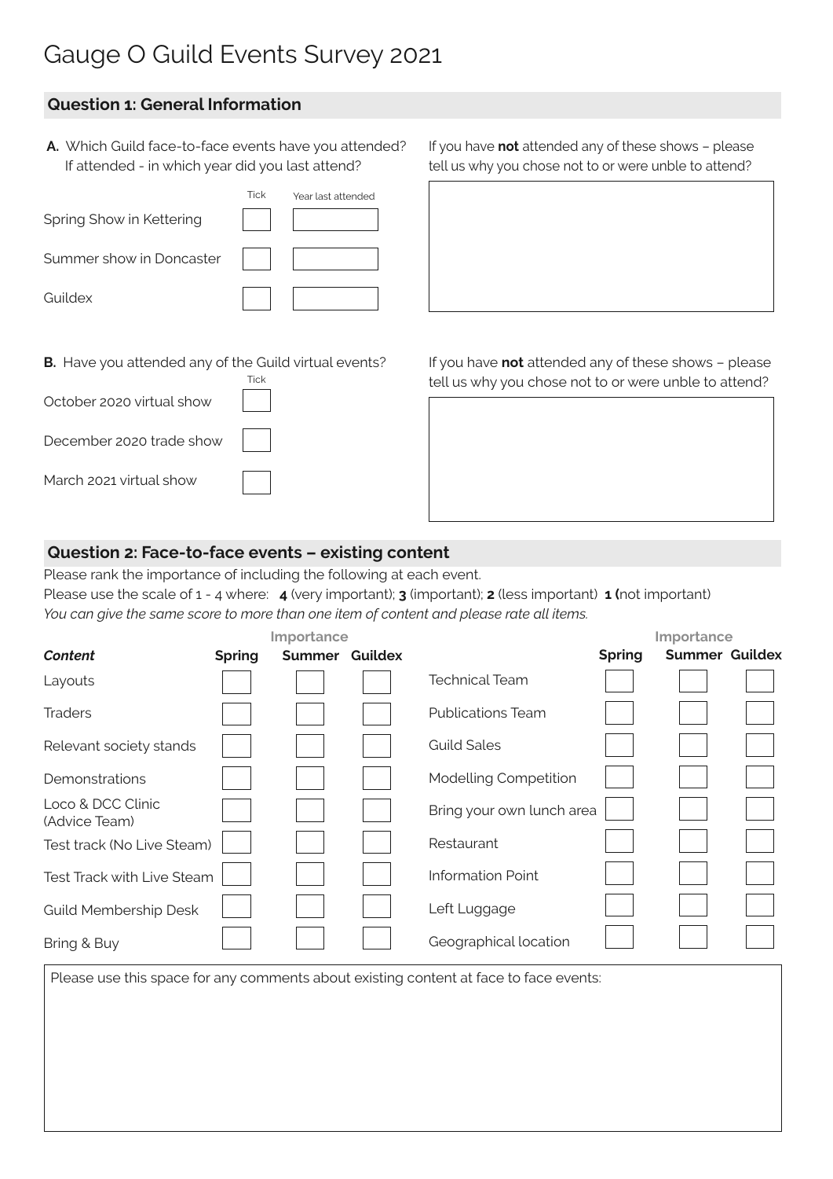# Gauge O Guild Events Survey 2021

## Question 1: General Information

**A.** Which Guild face-to-face events have you attended? If attended - in which year did you last attend?

| | Tick | Year last attended |
|---|---|---|
| Spring Show in Kettering | | |
| Summer show in Doncaster | | |
| Guildex | | |

If you have **not** attended any of these shows – please tell us why you chose not to or were unble to attend?

**B.** Have you attended any of the Guild virtual events?

| | Tick |
|---|---|
| October 2020 virtual show | |
| December 2020 trade show | |
| March 2021 virtual show | |

If you have **not** attended any of these shows – please tell us why you chose not to or were unble to attend?

## Question 2: Face-to-face events – existing content

Please rank the importance of including the following at each event.

Please use the scale of 1 - 4 where: **4** (very important); **3** (important); **2** (less important) **1 (**not important)

*You can give the same score to more than one item of content and please rate all items.*

| | Importance | | | | Importance | | |
|---|---|---|---|---|---|---|---|
| ***Content*** | **Spring** | **Summer** | **Guildex** | | **Spring** | **Summer** | **Guildex** |
| Layouts | | | | Technical Team | | | |
| Traders | | | | Publications Team | | | |
| Relevant society stands | | | | Guild Sales | | | |
| Demonstrations | | | | Modelling Competition | | | |
| Loco & DCC Clinic (Advice Team) | | | | Bring your own lunch area | | | |
| Test track (No Live Steam) | | | | Restaurant | | | |
| Test Track with Live Steam | | | | Information Point | | | |
| Guild Membership Desk | | | | Left Luggage | | | |
| Bring & Buy | | | | Geographical location | | | |

Please use this space for any comments about existing content at face to face events: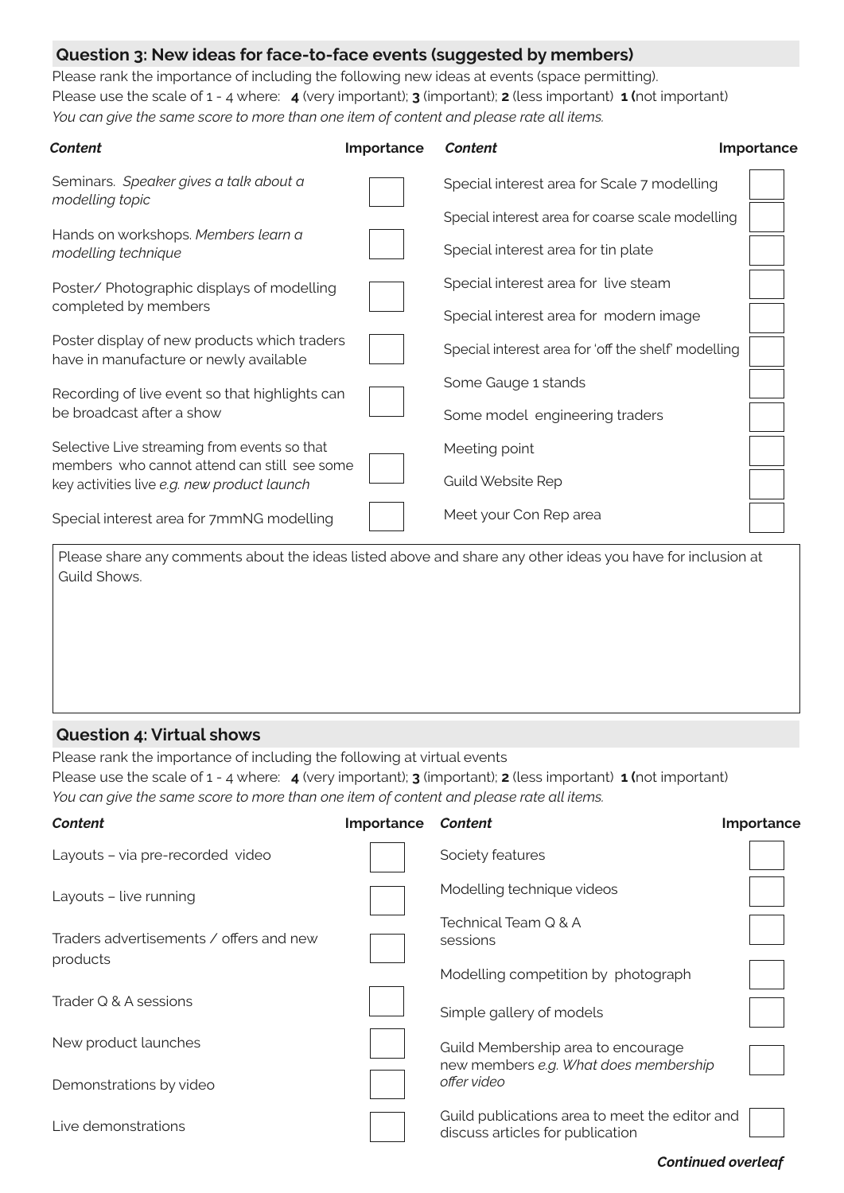## Question 3: New ideas for face-to-face events (suggested by members)

Please rank the importance of including the following new ideas at events (space permitting).

Please use the scale of 1 - 4 where: **4** (very important); **3** (important); **2** (less important) **1 (**not important)

*You can give the same score to more than one item of content and please rate all items.*

| ***Content*** | **Importance** | ***Content*** | **Importance** |
|---|---|---|---|
| Seminars. *Speaker gives a talk about a modelling topic* | | Special interest area for Scale 7 modelling | |
| | | Special interest area for coarse scale modelling | |
| Hands on workshops. *Members learn a modelling technique* | | Special interest area for tin plate | |
| Poster/ Photographic displays of modelling completed by members | | Special interest area for live steam | |
| | | Special interest area for modern image | |
| Poster display of new products which traders have in manufacture or newly available | | Special interest area for 'off the shelf' modelling | |
| Recording of live event so that highlights can be broadcast after a show | | Some Gauge 1 stands | |
| | | Some model engineering traders | |
| Selective Live streaming from events so that members who cannot attend can still see some key activities live *e.g. new product launch* | | Meeting point | |
| | | Guild Website Rep | |
| Special interest area for 7mmNG modelling | | Meet your Con Rep area | |

Please share any comments about the ideas listed above and share any other ideas you have for inclusion at Guild Shows.

## Question 4: Virtual shows

Please rank the importance of including the following at virtual events

Please use the scale of 1 - 4 where: **4** (very important); **3** (important); **2** (less important) **1 (**not important)

*You can give the same score to more than one item of content and please rate all items.*

| ***Content*** | **Importance** | ***Content*** | **Importance** |
|---|---|---|---|
| Layouts – via pre-recorded video | | Society features | |
| Layouts – live running | | Modelling technique videos | |
| Traders advertisements / offers and new products | | Technical Team Q & A sessions | |
| | | Modelling competition by photograph | |
| Trader Q & A sessions | | Simple gallery of models | |
| New product launches | | Guild Membership area to encourage new members *e.g. What does membership offer video* | |
| Demonstrations by video | | | |
| Live demonstrations | | Guild publications area to meet the editor and discuss articles for publication | |

***Continued overleaf***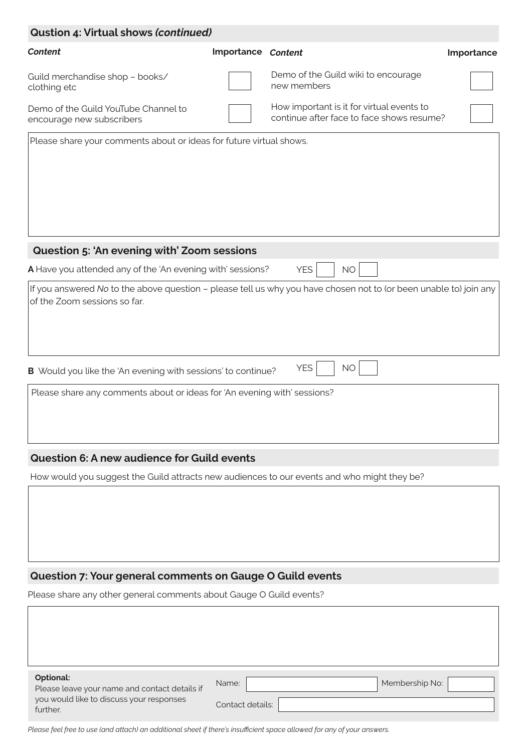## Qustion 4: Virtual shows *(continued)*

| *Content* | Importance | *Content* | Importance |
|---|---|---|---|
| Guild merchandise shop – books/ clothing etc | | Demo of the Guild wiki to encourage new members | |
| Demo of the Guild YouTube Channel to encourage new subscribers | | How important is it for virtual events to continue after face to face shows resume? | |

Please share your comments about or ideas for future virtual shows.

## Question 5: 'An evening with' Zoom sessions

**A** Have you attended any of the 'An evening with' sessions? YES NO

If you answered *No* to the above question – please tell us why you have chosen not to (or been unable to) join any of the Zoom sessions so far.

**B** Would you like the 'An evening with sessions' to continue? YES NO

Please share any comments about or ideas for 'An evening with' sessions?

## Question 6: A new audience for Guild events

How would you suggest the Guild attracts new audiences to our events and who might they be?

## Question 7: Your general comments on Gauge O Guild events

Please share any other general comments about Gauge O Guild events?

**Optional:**
Please leave your name and contact details if you would like to discuss your responses further.

Name: Membership No:

Contact details:

*Please feel free to use (and attach) an additional sheet if there's insufficient space allowed for any of your answers.*